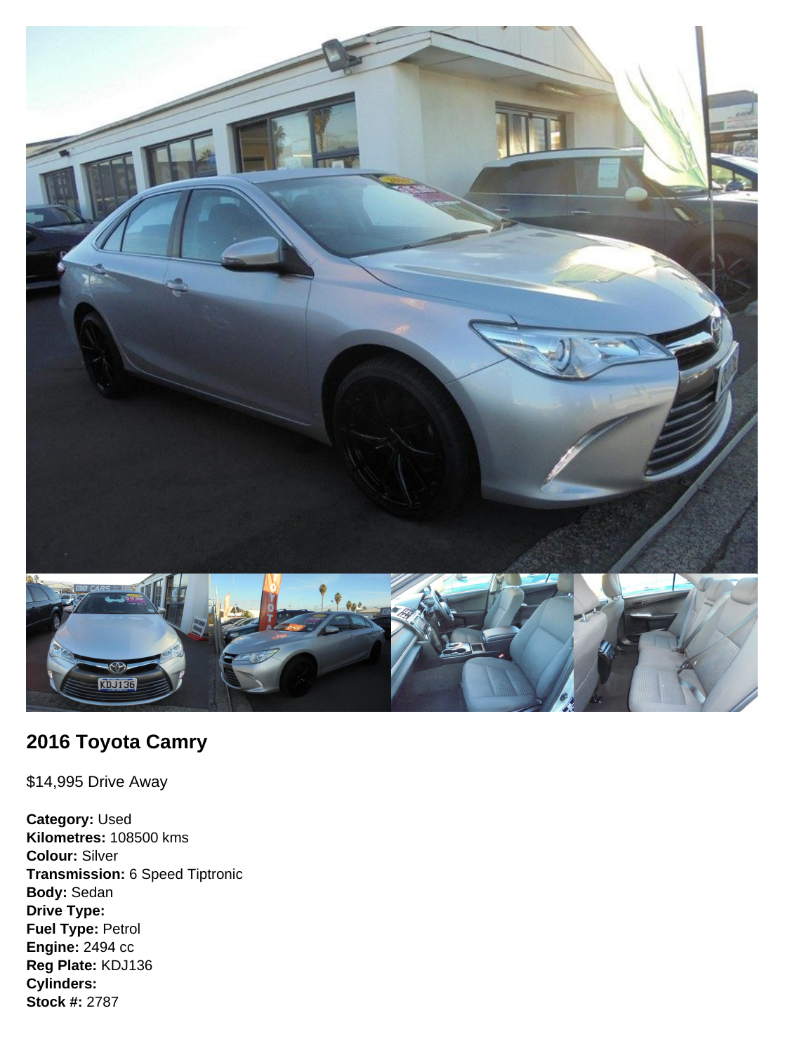## 2016 Toyota Camry

$14,995 Drive Away

**Category:** Used
**Kilometres:** 108500 kms
**Colour:** Silver
**Transmission:** 6 Speed Tiptronic
**Body:** Sedan
**Drive Type:**
**Fuel Type:** Petrol
**Engine:** 2494 cc
**Reg Plate:** KDJ136
**Cylinders:**
**Stock #:** 2787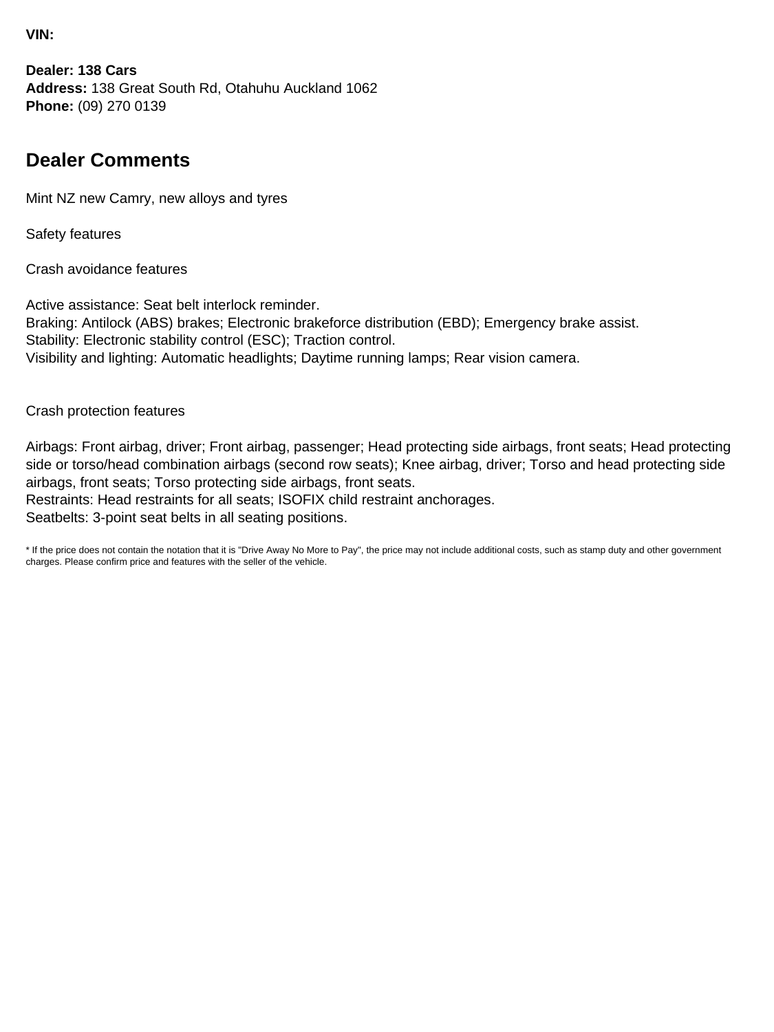**VIN:**

**Dealer: 138 Cars**
**Address:** 138 Great South Rd, Otahuhu Auckland 1062
**Phone:** (09) 270 0139

## Dealer Comments

Mint NZ new Camry, new alloys and tyres

Safety features

Crash avoidance features

Active assistance: Seat belt interlock reminder.
Braking: Antilock (ABS) brakes; Electronic brakeforce distribution (EBD); Emergency brake assist.
Stability: Electronic stability control (ESC); Traction control.
Visibility and lighting: Automatic headlights; Daytime running lamps; Rear vision camera.

Crash protection features

Airbags: Front airbag, driver; Front airbag, passenger; Head protecting side airbags, front seats; Head protecting side or torso/head combination airbags (second row seats); Knee airbag, driver; Torso and head protecting side airbags, front seats; Torso protecting side airbags, front seats.
Restraints: Head restraints for all seats; ISOFIX child restraint anchorages.
Seatbelts: 3-point seat belts in all seating positions.

* If the price does not contain the notation that it is "Drive Away No More to Pay", the price may not include additional costs, such as stamp duty and other government charges. Please confirm price and features with the seller of the vehicle.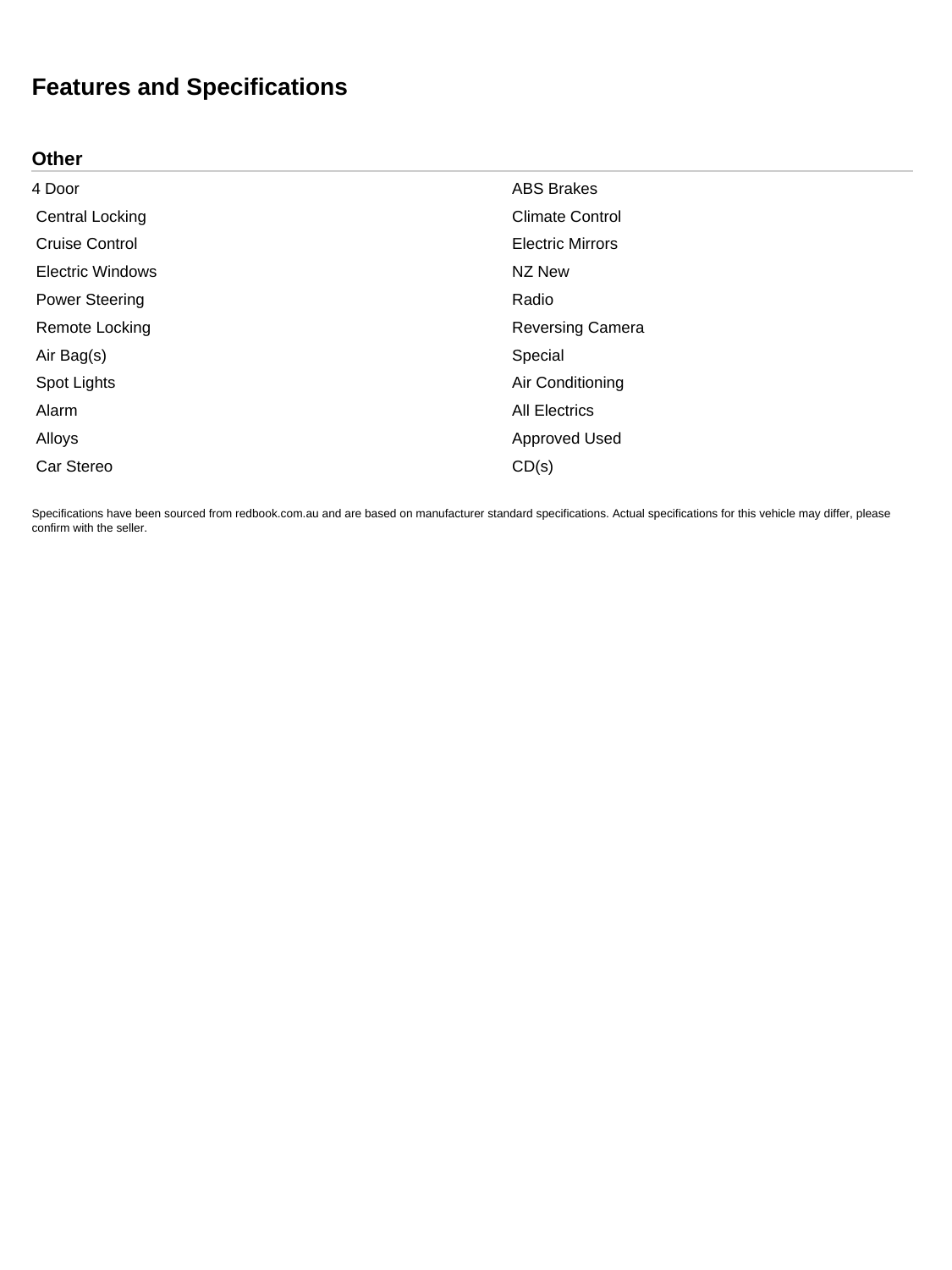# Features and Specifications

## Other

| | |
|---|---|
| 4 Door | ABS Brakes |
| Central Locking | Climate Control |
| Cruise Control | Electric Mirrors |
| Electric Windows | NZ New |
| Power Steering | Radio |
| Remote Locking | Reversing Camera |
| Air Bag(s) | Special |
| Spot Lights | Air Conditioning |
| Alarm | All Electrics |
| Alloys | Approved Used |
| Car Stereo | CD(s) |

Specifications have been sourced from redbook.com.au and are based on manufacturer standard specifications. Actual specifications for this vehicle may differ, please confirm with the seller.